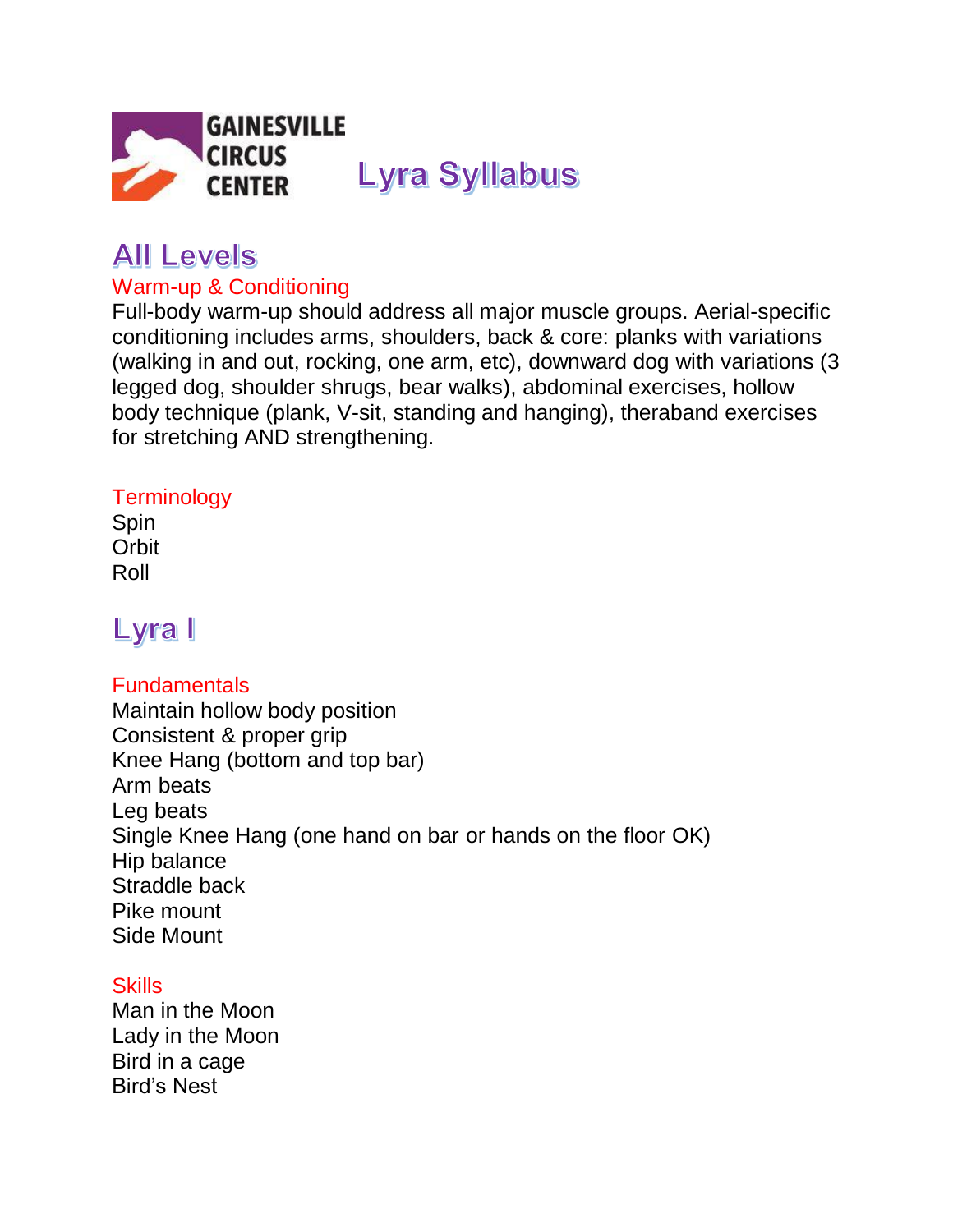GAINESVILLE CIRCUS CENTER

# Lyra Syllabus

## All Levels

### Warm-up & Conditioning

Full-body warm-up should address all major muscle groups. Aerial-specific conditioning includes arms, shoulders, back & core: planks with variations (walking in and out, rocking, one arm, etc), downward dog with variations (3 legged dog, shoulder shrugs, bear walks), abdominal exercises, hollow body technique (plank, V-sit, standing and hanging), theraband exercises for stretching AND strengthening.

### Terminology

Spin
Orbit
Roll

## Lyra I

### Fundamentals

Maintain hollow body position
Consistent & proper grip
Knee Hang (bottom and top bar)
Arm beats
Leg beats
Single Knee Hang (one hand on bar or hands on the floor OK)
Hip balance
Straddle back
Pike mount
Side Mount

### Skills

Man in the Moon
Lady in the Moon
Bird in a cage
Bird's Nest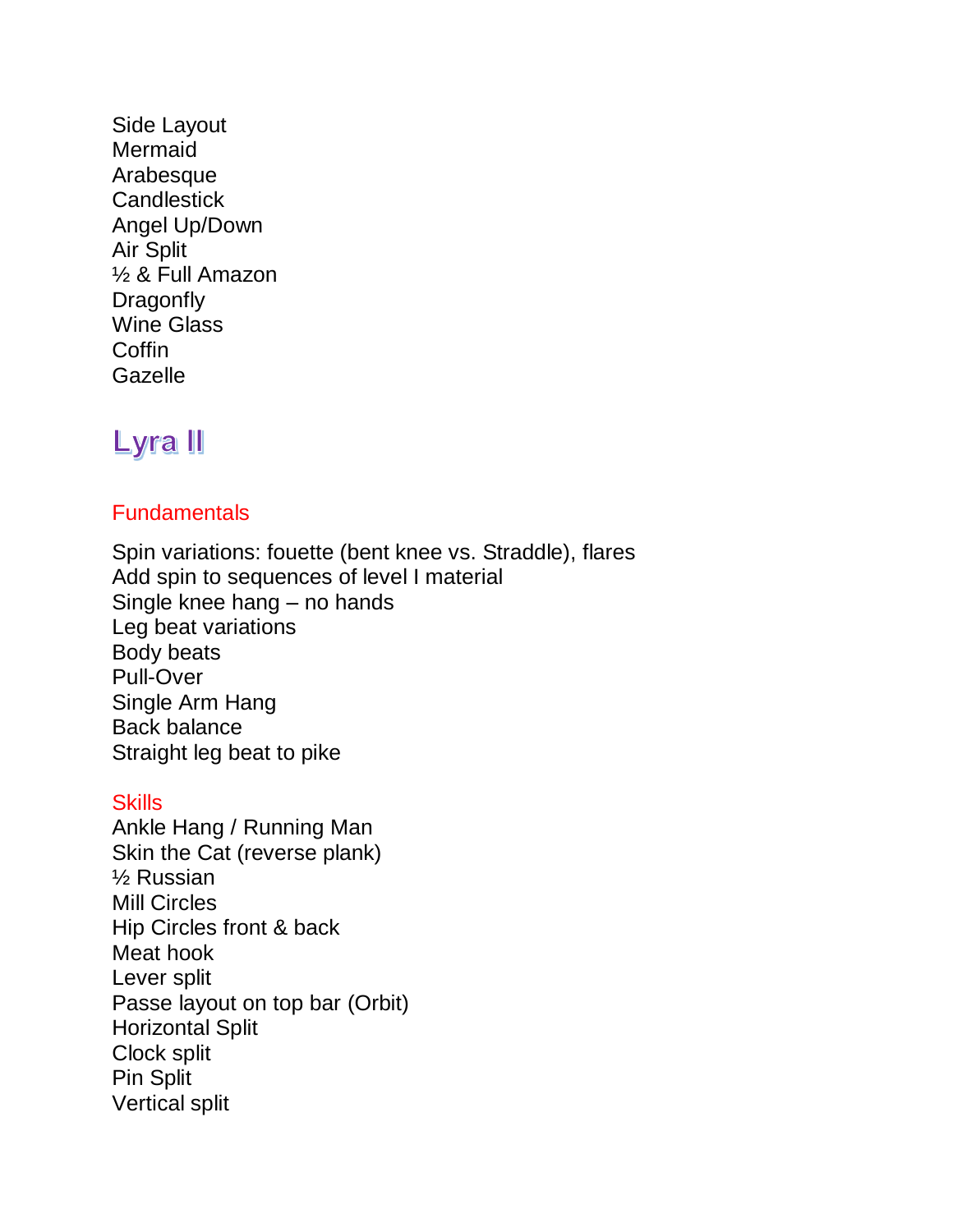Side Layout
Mermaid
Arabesque
Candlestick
Angel Up/Down
Air Split
½ & Full Amazon
Dragonfly
Wine Glass
Coffin
Gazelle

# Lyra II

### Fundamentals

Spin variations: fouette (bent knee vs. Straddle), flares
Add spin to sequences of level I material
Single knee hang – no hands
Leg beat variations
Body beats
Pull-Over
Single Arm Hang
Back balance
Straight leg beat to pike

### Skills

Ankle Hang / Running Man
Skin the Cat (reverse plank)
½ Russian
Mill Circles
Hip Circles front & back
Meat hook
Lever split
Passe layout on top bar (Orbit)
Horizontal Split
Clock split
Pin Split
Vertical split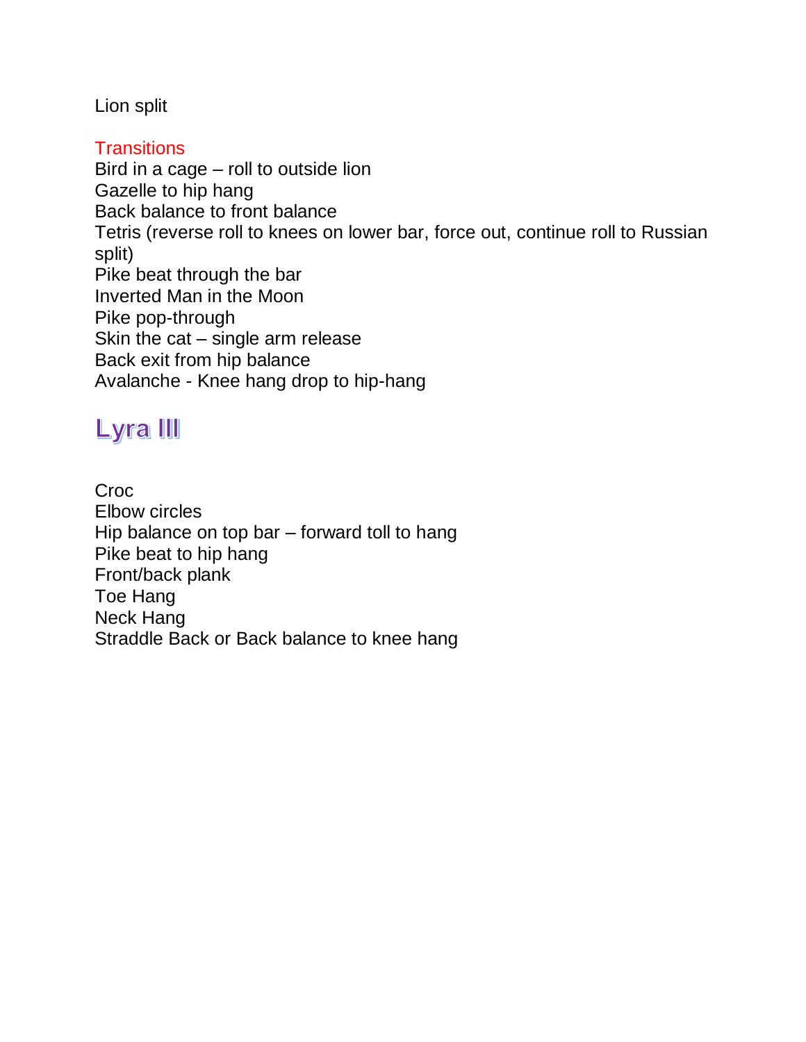Lion split

## Transitions

Bird in a cage – roll to outside lion
Gazelle to hip hang
Back balance to front balance
Tetris (reverse roll to knees on lower bar, force out, continue roll to Russian split)
Pike beat through the bar
Inverted Man in the Moon
Pike pop-through
Skin the cat – single arm release
Back exit from hip balance
Avalanche - Knee hang drop to hip-hang

# Lyra III

Croc
Elbow circles
Hip balance on top bar – forward toll to hang
Pike beat to hip hang
Front/back plank
Toe Hang
Neck Hang
Straddle Back or Back balance to knee hang